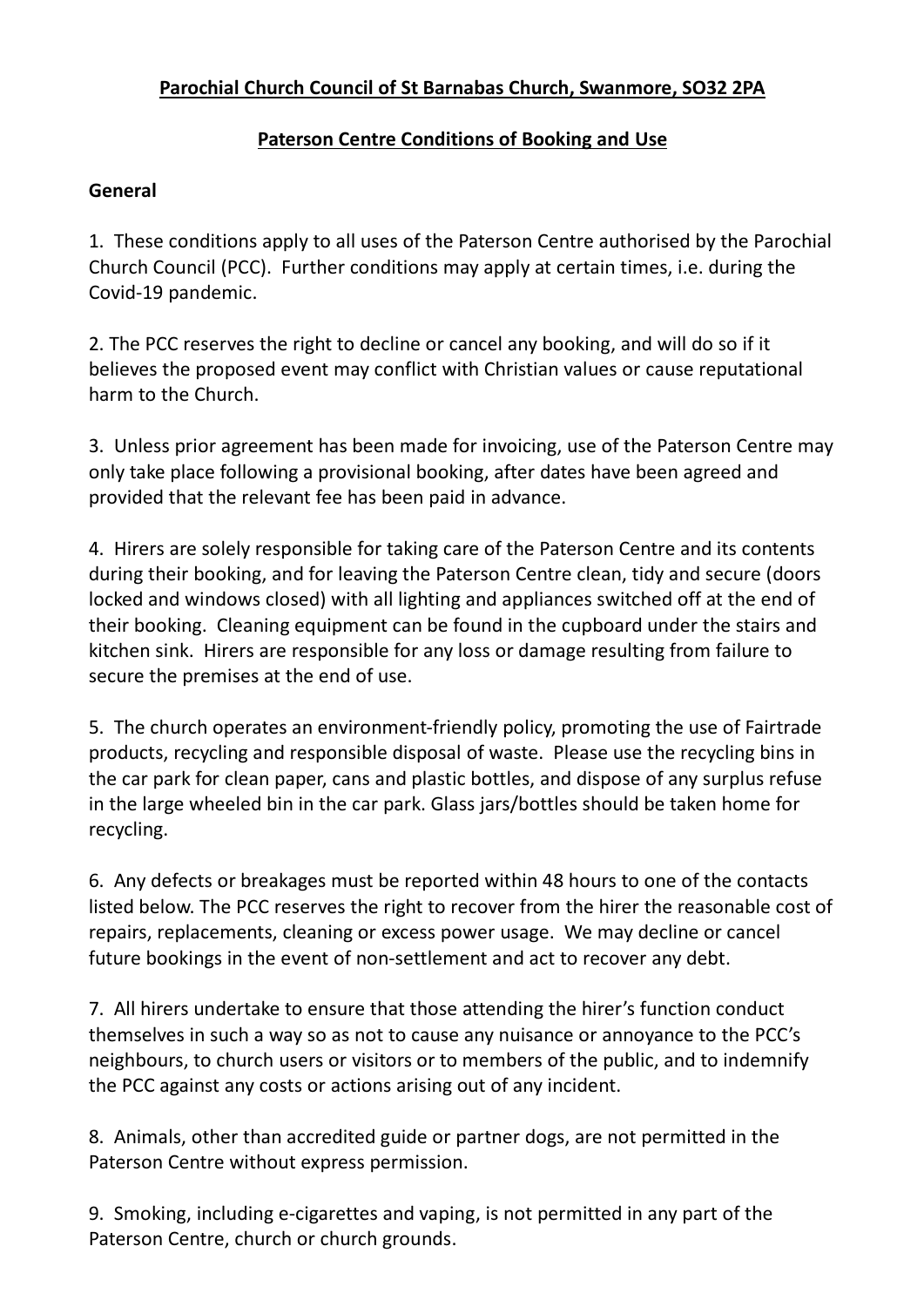**Parochial Church Council of St Barnabas Church, Swanmore, SO32 2PA**

**Paterson Centre Conditions of Booking and Use**

**General**

1. These conditions apply to all uses of the Paterson Centre authorised by the Parochial Church Council (PCC). Further conditions may apply at certain times, i.e. during the Covid-19 pandemic.

2. The PCC reserves the right to decline or cancel any booking, and will do so if it believes the proposed event may conflict with Christian values or cause reputational harm to the Church.

3. Unless prior agreement has been made for invoicing, use of the Paterson Centre may only take place following a provisional booking, after dates have been agreed and provided that the relevant fee has been paid in advance.

4. Hirers are solely responsible for taking care of the Paterson Centre and its contents during their booking, and for leaving the Paterson Centre clean, tidy and secure (doors locked and windows closed) with all lighting and appliances switched off at the end of their booking. Cleaning equipment can be found in the cupboard under the stairs and kitchen sink. Hirers are responsible for any loss or damage resulting from failure to secure the premises at the end of use.

5. The church operates an environment-friendly policy, promoting the use of Fairtrade products, recycling and responsible disposal of waste. Please use the recycling bins in the car park for clean paper, cans and plastic bottles, and dispose of any surplus refuse in the large wheeled bin in the car park. Glass jars/bottles should be taken home for recycling.

6. Any defects or breakages must be reported within 48 hours to one of the contacts listed below. The PCC reserves the right to recover from the hirer the reasonable cost of repairs, replacements, cleaning or excess power usage. We may decline or cancel future bookings in the event of non-settlement and act to recover any debt.

7. All hirers undertake to ensure that those attending the hirer's function conduct themselves in such a way so as not to cause any nuisance or annoyance to the PCC's neighbours, to church users or visitors or to members of the public, and to indemnify the PCC against any costs or actions arising out of any incident.

8. Animals, other than accredited guide or partner dogs, are not permitted in the Paterson Centre without express permission.

9. Smoking, including e-cigarettes and vaping, is not permitted in any part of the Paterson Centre, church or church grounds.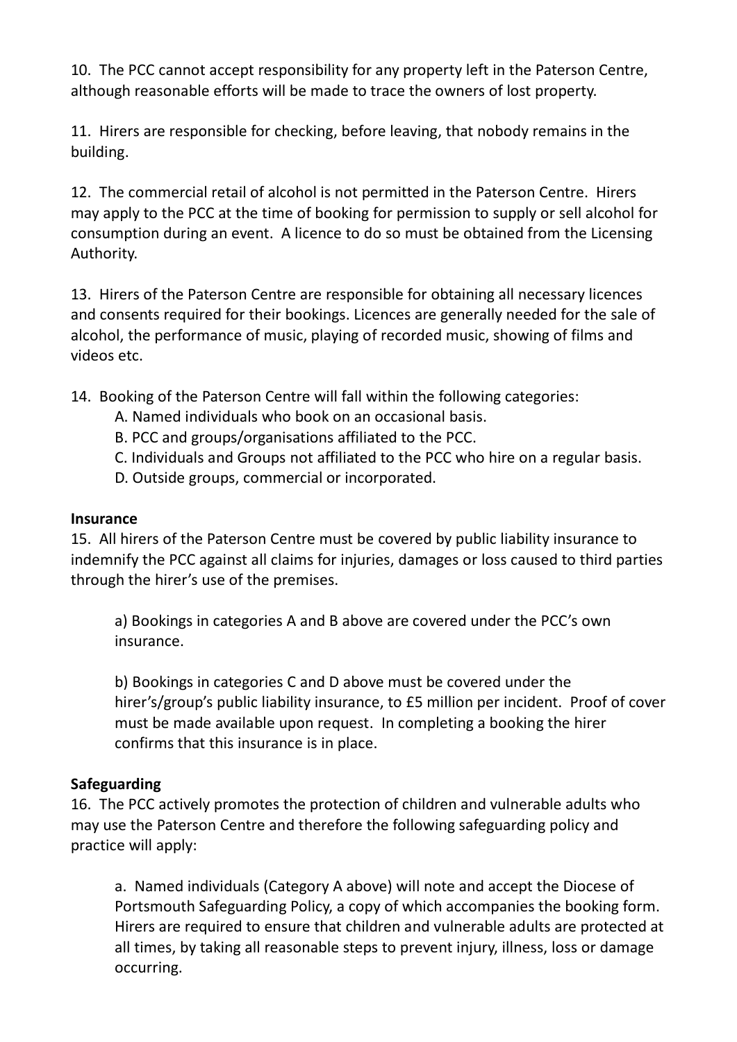10. The PCC cannot accept responsibility for any property left in the Paterson Centre, although reasonable efforts will be made to trace the owners of lost property.

11. Hirers are responsible for checking, before leaving, that nobody remains in the building.

12. The commercial retail of alcohol is not permitted in the Paterson Centre. Hirers may apply to the PCC at the time of booking for permission to supply or sell alcohol for consumption during an event. A licence to do so must be obtained from the Licensing Authority.

13. Hirers of the Paterson Centre are responsible for obtaining all necessary licences and consents required for their bookings. Licences are generally needed for the sale of alcohol, the performance of music, playing of recorded music, showing of films and videos etc.

14. Booking of the Paterson Centre will fall within the following categories:

   A. Named individuals who book on an occasional basis.
   B. PCC and groups/organisations affiliated to the PCC.
   C. Individuals and Groups not affiliated to the PCC who hire on a regular basis.
   D. Outside groups, commercial or incorporated.

**Insurance**

15. All hirers of the Paterson Centre must be covered by public liability insurance to indemnify the PCC against all claims for injuries, damages or loss caused to third parties through the hirer's use of the premises.

   a) Bookings in categories A and B above are covered under the PCC's own insurance.

   b) Bookings in categories C and D above must be covered under the hirer's/group's public liability insurance, to £5 million per incident. Proof of cover must be made available upon request. In completing a booking the hirer confirms that this insurance is in place.

**Safeguarding**

16. The PCC actively promotes the protection of children and vulnerable adults who may use the Paterson Centre and therefore the following safeguarding policy and practice will apply:

   a. Named individuals (Category A above) will note and accept the Diocese of Portsmouth Safeguarding Policy, a copy of which accompanies the booking form. Hirers are required to ensure that children and vulnerable adults are protected at all times, by taking all reasonable steps to prevent injury, illness, loss or damage occurring.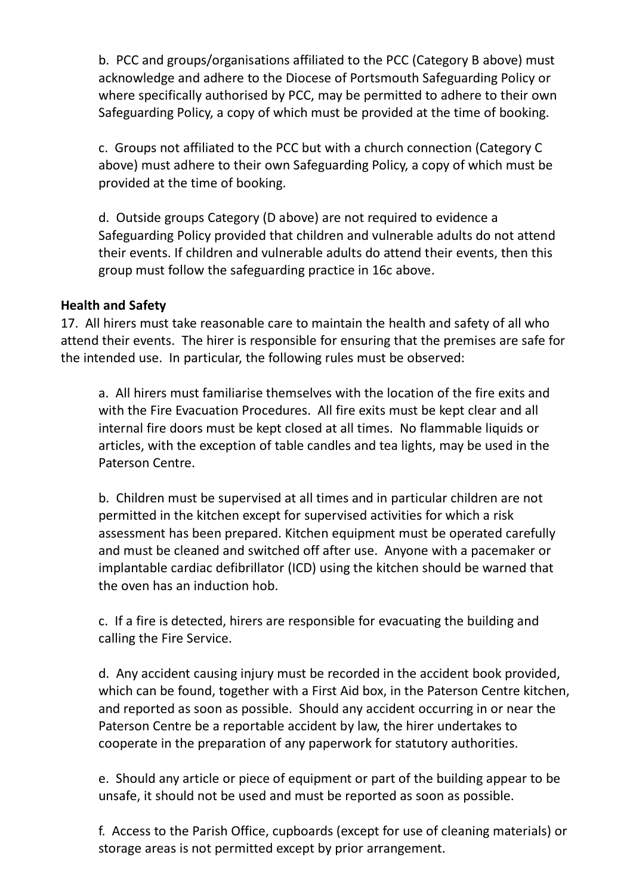b. PCC and groups/organisations affiliated to the PCC (Category B above) must acknowledge and adhere to the Diocese of Portsmouth Safeguarding Policy or where specifically authorised by PCC, may be permitted to adhere to their own Safeguarding Policy, a copy of which must be provided at the time of booking.

c. Groups not affiliated to the PCC but with a church connection (Category C above) must adhere to their own Safeguarding Policy, a copy of which must be provided at the time of booking.

d. Outside groups Category (D above) are not required to evidence a Safeguarding Policy provided that children and vulnerable adults do not attend their events. If children and vulnerable adults do attend their events, then this group must follow the safeguarding practice in 16c above.

**Health and Safety**

17. All hirers must take reasonable care to maintain the health and safety of all who attend their events. The hirer is responsible for ensuring that the premises are safe for the intended use. In particular, the following rules must be observed:

a. All hirers must familiarise themselves with the location of the fire exits and with the Fire Evacuation Procedures. All fire exits must be kept clear and all internal fire doors must be kept closed at all times. No flammable liquids or articles, with the exception of table candles and tea lights, may be used in the Paterson Centre.

b. Children must be supervised at all times and in particular children are not permitted in the kitchen except for supervised activities for which a risk assessment has been prepared. Kitchen equipment must be operated carefully and must be cleaned and switched off after use. Anyone with a pacemaker or implantable cardiac defibrillator (ICD) using the kitchen should be warned that the oven has an induction hob.

c. If a fire is detected, hirers are responsible for evacuating the building and calling the Fire Service.

d. Any accident causing injury must be recorded in the accident book provided, which can be found, together with a First Aid box, in the Paterson Centre kitchen, and reported as soon as possible. Should any accident occurring in or near the Paterson Centre be a reportable accident by law, the hirer undertakes to cooperate in the preparation of any paperwork for statutory authorities.

e. Should any article or piece of equipment or part of the building appear to be unsafe, it should not be used and must be reported as soon as possible.

f. Access to the Parish Office, cupboards (except for use of cleaning materials) or storage areas is not permitted except by prior arrangement.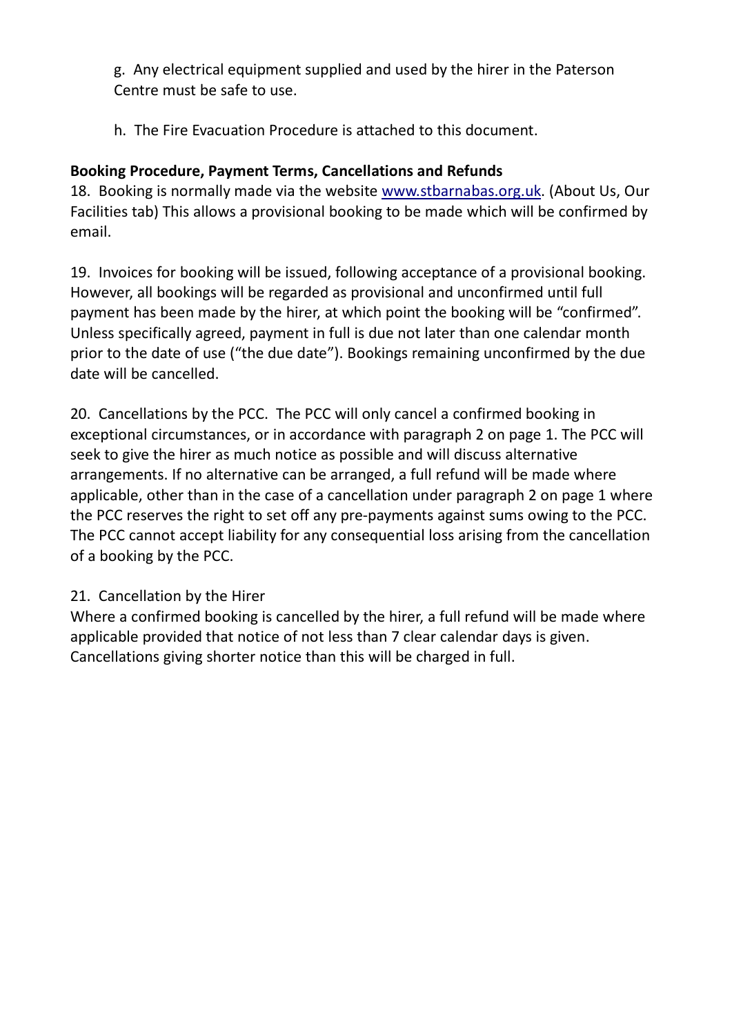g. Any electrical equipment supplied and used by the hirer in the Paterson Centre must be safe to use.

h. The Fire Evacuation Procedure is attached to this document.

**Booking Procedure, Payment Terms, Cancellations and Refunds**

18. Booking is normally made via the website [www.stbarnabas.org.uk](http://www.stbarnabas.org.uk). (About Us, Our Facilities tab) This allows a provisional booking to be made which will be confirmed by email.

19. Invoices for booking will be issued, following acceptance of a provisional booking. However, all bookings will be regarded as provisional and unconfirmed until full payment has been made by the hirer, at which point the booking will be "confirmed". Unless specifically agreed, payment in full is due not later than one calendar month prior to the date of use ("the due date"). Bookings remaining unconfirmed by the due date will be cancelled.

20. Cancellations by the PCC. The PCC will only cancel a confirmed booking in exceptional circumstances, or in accordance with paragraph 2 on page 1. The PCC will seek to give the hirer as much notice as possible and will discuss alternative arrangements. If no alternative can be arranged, a full refund will be made where applicable, other than in the case of a cancellation under paragraph 2 on page 1 where the PCC reserves the right to set off any pre-payments against sums owing to the PCC. The PCC cannot accept liability for any consequential loss arising from the cancellation of a booking by the PCC.

21. Cancellation by the Hirer

Where a confirmed booking is cancelled by the hirer, a full refund will be made where applicable provided that notice of not less than 7 clear calendar days is given. Cancellations giving shorter notice than this will be charged in full.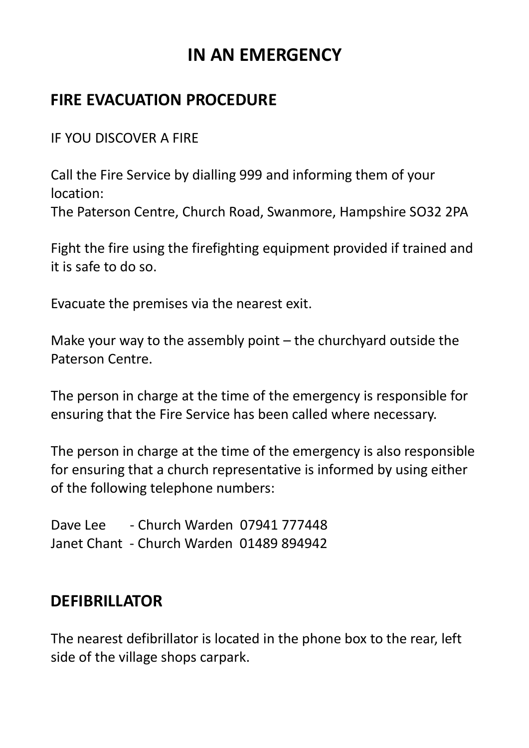# IN AN EMERGENCY

## FIRE EVACUATION PROCEDURE

IF YOU DISCOVER A FIRE

Call the Fire Service by dialling 999 and informing them of your location:
The Paterson Centre, Church Road, Swanmore, Hampshire SO32 2PA

Fight the fire using the firefighting equipment provided if trained and it is safe to do so.

Evacuate the premises via the nearest exit.

Make your way to the assembly point – the churchyard outside the Paterson Centre.

The person in charge at the time of the emergency is responsible for ensuring that the Fire Service has been called where necessary.

The person in charge at the time of the emergency is also responsible for ensuring that a church representative is informed by using either of the following telephone numbers:

Dave Lee - Church Warden 07941 777448
Janet Chant - Church Warden 01489 894942

## DEFIBRILLATOR

The nearest defibrillator is located in the phone box to the rear, left side of the village shops carpark.